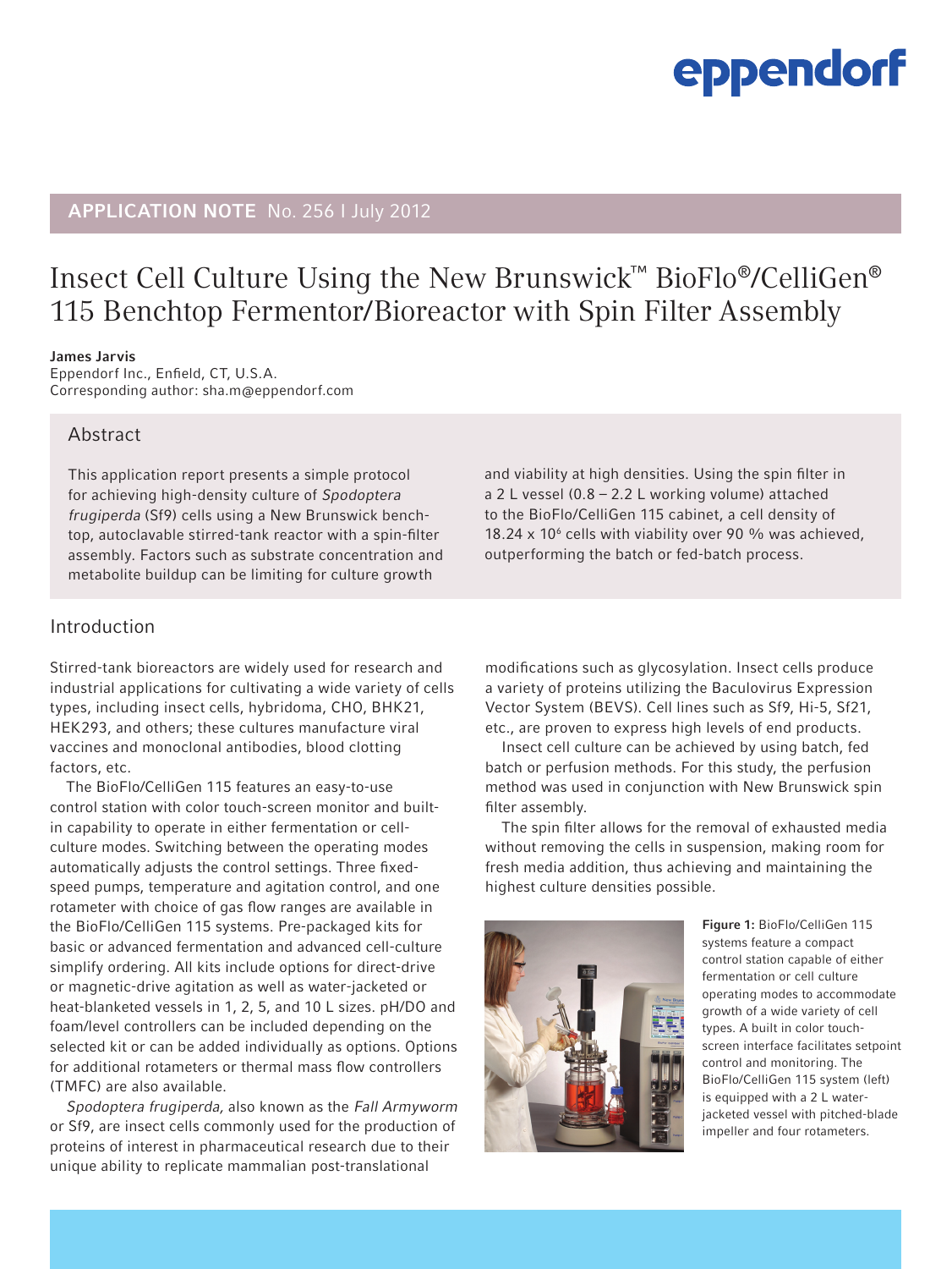# APPLICATION NOTE No. 256 I July 2012

# Insect Cell Culture Using the New Brunswick™ BioFlo®/CelliGen® 115 Benchtop Fermentor/Bioreactor with Spin Filter Assembly

**James Jarvis**
Eppendorf Inc., Enfield, CT, U.S.A.
Corresponding author: sha.m@eppendorf.com

## Abstract

This application report presents a simple protocol for achieving high-density culture of *Spodoptera frugiperda* (Sf9) cells using a New Brunswick benchtop, autoclavable stirred-tank reactor with a spin-filter assembly. Factors such as substrate concentration and metabolite buildup can be limiting for culture growth and viability at high densities. Using the spin filter in a 2 L vessel (0.8 – 2.2 L working volume) attached to the BioFlo/CelliGen 115 cabinet, a cell density of 18.24 x $10^6$ cells with viability over 90 % was achieved, outperforming the batch or fed-batch process.

## Introduction

Stirred-tank bioreactors are widely used for research and industrial applications for cultivating a wide variety of cells types, including insect cells, hybridoma, CHO, BHK21, HEK293, and others; these cultures manufacture viral vaccines and monoclonal antibodies, blood clotting factors, etc.

The BioFlo/CelliGen 115 features an easy-to-use control station with color touch-screen monitor and built-in capability to operate in either fermentation or cell-culture modes. Switching between the operating modes automatically adjusts the control settings. Three fixed-speed pumps, temperature and agitation control, and one rotameter with choice of gas flow ranges are available in the BioFlo/CelliGen 115 systems. Pre-packaged kits for basic or advanced fermentation and advanced cell-culture simplify ordering. All kits include options for direct-drive or magnetic-drive agitation as well as water-jacketed or heat-blanketed vessels in 1, 2, 5, and 10 L sizes. pH/DO and foam/level controllers can be included depending on the selected kit or can be added individually as options. Options for additional rotameters or thermal mass flow controllers (TMFC) are also available.

*Spodoptera frugiperda,* also known as the *Fall Armyworm* or Sf9, are insect cells commonly used for the production of proteins of interest in pharmaceutical research due to their unique ability to replicate mammalian post-translational modifications such as glycosylation. Insect cells produce a variety of proteins utilizing the Baculovirus Expression Vector System (BEVS). Cell lines such as Sf9, Hi-5, Sf21, etc., are proven to express high levels of end products.

Insect cell culture can be achieved by using batch, fed batch or perfusion methods. For this study, the perfusion method was used in conjunction with New Brunswick spin filter assembly.

The spin filter allows for the removal of exhausted media without removing the cells in suspension, making room for fresh media addition, thus achieving and maintaining the highest culture densities possible.

**Figure 1:** BioFlo/CelliGen 115 systems feature a compact control station capable of either fermentation or cell culture operating modes to accommodate growth of a wide variety of cell types. A built in color touch-screen interface facilitates setpoint control and monitoring. The BioFlo/CelliGen 115 system (left) is equipped with a 2 L water-jacketed vessel with pitched-blade impeller and four rotameters.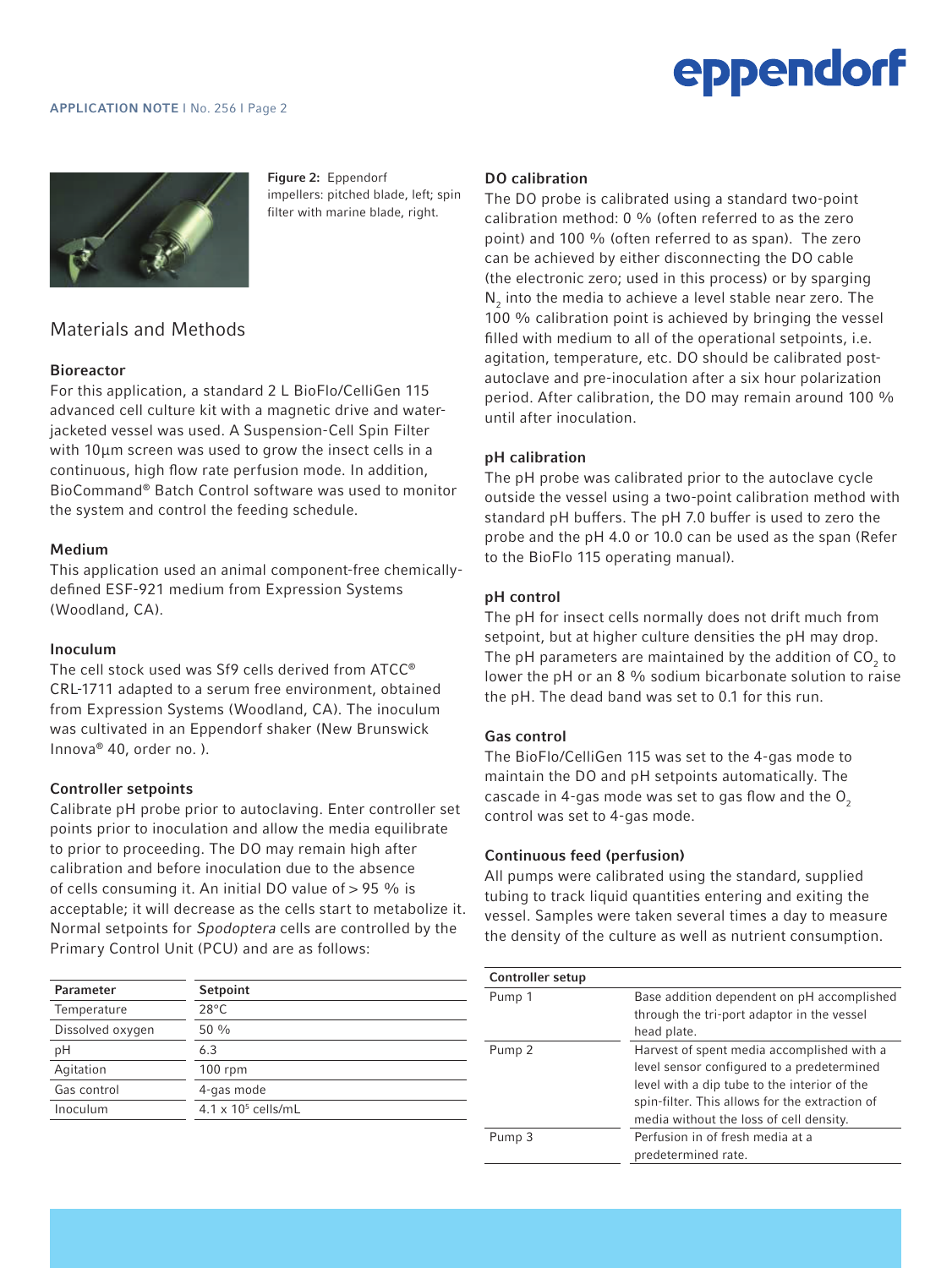Figure 2: Eppendorf impellers: pitched blade, left; spin filter with marine blade, right.

## Materials and Methods

### Bioreactor

For this application, a standard 2 L BioFlo/CelliGen 115 advanced cell culture kit with a magnetic drive and water-jacketed vessel was used. A Suspension-Cell Spin Filter with 10µm screen was used to grow the insect cells in a continuous, high flow rate perfusion mode. In addition, BioCommand® Batch Control software was used to monitor the system and control the feeding schedule.

### Medium

This application used an animal component-free chemically-defined ESF-921 medium from Expression Systems (Woodland, CA).

### Inoculum

The cell stock used was Sf9 cells derived from ATCC® CRL-1711 adapted to a serum free environment, obtained from Expression Systems (Woodland, CA). The inoculum was cultivated in an Eppendorf shaker (New Brunswick Innova® 40, order no. ).

### Controller setpoints

Calibrate pH probe prior to autoclaving. Enter controller set points prior to inoculation and allow the media equilibrate to prior to proceeding. The DO may remain high after calibration and before inoculation due to the absence of cells consuming it. An initial DO value of > 95 % is acceptable; it will decrease as the cells start to metabolize it. Normal setpoints for *Spodoptera* cells are controlled by the Primary Control Unit (PCU) and are as follows:

| Parameter | Setpoint |
|---|---|
| Temperature | 28°C |
| Dissolved oxygen | 50 % |
| pH | 6.3 |
| Agitation | 100 rpm |
| Gas control | 4-gas mode |
| Inoculum | $4.1 \times 10^5$ cells/mL |

### DO calibration

The DO probe is calibrated using a standard two-point calibration method: 0 % (often referred to as the zero point) and 100 % (often referred to as span). The zero can be achieved by either disconnecting the DO cable (the electronic zero; used in this process) or by sparging $N_2$ into the media to achieve a level stable near zero. The 100 % calibration point is achieved by bringing the vessel filled with medium to all of the operational setpoints, i.e. agitation, temperature, etc. DO should be calibrated post-autoclave and pre-inoculation after a six hour polarization period. After calibration, the DO may remain around 100 % until after inoculation.

### pH calibration

The pH probe was calibrated prior to the autoclave cycle outside the vessel using a two-point calibration method with standard pH buffers. The pH 7.0 buffer is used to zero the probe and the pH 4.0 or 10.0 can be used as the span (Refer to the BioFlo 115 operating manual).

### pH control

The pH for insect cells normally does not drift much from setpoint, but at higher culture densities the pH may drop. The pH parameters are maintained by the addition of $CO_2$ to lower the pH or an 8 % sodium bicarbonate solution to raise the pH. The dead band was set to 0.1 for this run.

### Gas control

The BioFlo/CelliGen 115 was set to the 4-gas mode to maintain the DO and pH setpoints automatically. The cascade in 4-gas mode was set to gas flow and the $O_2$ control was set to 4-gas mode.

### Continuous feed (perfusion)

All pumps were calibrated using the standard, supplied tubing to track liquid quantities entering and exiting the vessel. Samples were taken several times a day to measure the density of the culture as well as nutrient consumption.

| Controller setup | |
|---|---|
| Pump 1 | Base addition dependent on pH accomplished through the tri-port adaptor in the vessel head plate. |
| Pump 2 | Harvest of spent media accomplished with a level sensor configured to a predetermined level with a dip tube to the interior of the spin-filter. This allows for the extraction of media without the loss of cell density. |
| Pump 3 | Perfusion in of fresh media at a predetermined rate. |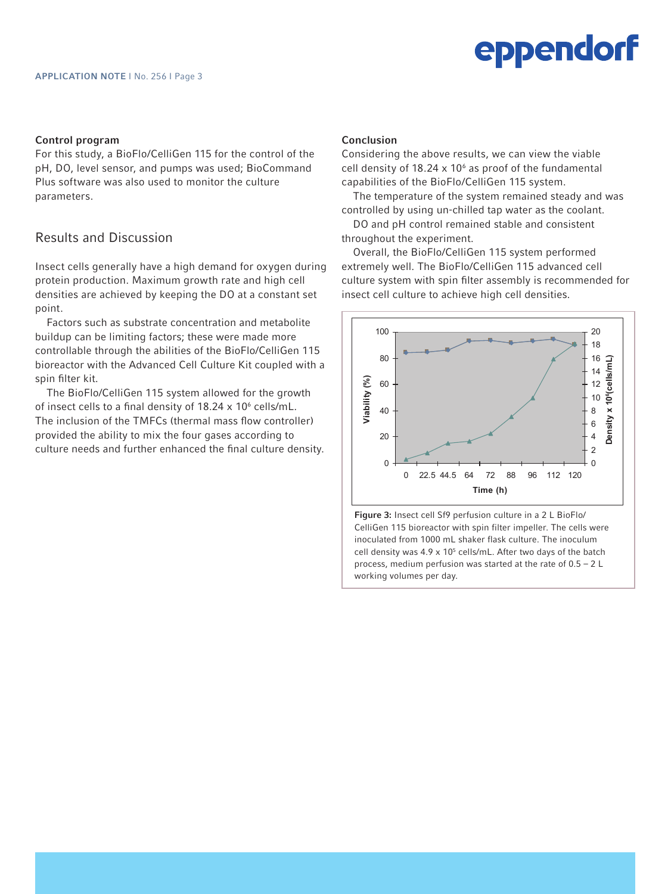### Control program

For this study, a BioFlo/CelliGen 115 for the control of the pH, DO, level sensor, and pumps was used; BioCommand Plus software was also used to monitor the culture parameters.

## Results and Discussion

Insect cells generally have a high demand for oxygen during protein production. Maximum growth rate and high cell densities are achieved by keeping the DO at a constant set point.

Factors such as substrate concentration and metabolite buildup can be limiting factors; these were made more controllable through the abilities of the BioFlo/CelliGen 115 bioreactor with the Advanced Cell Culture Kit coupled with a spin filter kit.

The BioFlo/CelliGen 115 system allowed for the growth of insect cells to a final density of 18.24 x $10^6$ cells/mL. The inclusion of the TMFCs (thermal mass flow controller) provided the ability to mix the four gases according to culture needs and further enhanced the final culture density.

### Conclusion

Considering the above results, we can view the viable cell density of 18.24 x $10^6$ as proof of the fundamental capabilities of the BioFlo/CelliGen 115 system.

The temperature of the system remained steady and was controlled by using un-chilled tap water as the coolant.

DO and pH control remained stable and consistent throughout the experiment.

Overall, the BioFlo/CelliGen 115 system performed extremely well. The BioFlo/CelliGen 115 advanced cell culture system with spin filter assembly is recommended for insect cell culture to achieve high cell densities.

**Figure 3:** Insect cell Sf9 perfusion culture in a 2 L BioFlo/CelliGen 115 bioreactor with spin filter impeller. The cells were inoculated from 1000 mL shaker flask culture. The inoculum cell density was 4.9 x $10^5$ cells/mL. After two days of the batch process, medium perfusion was started at the rate of 0.5 – 2 L working volumes per day.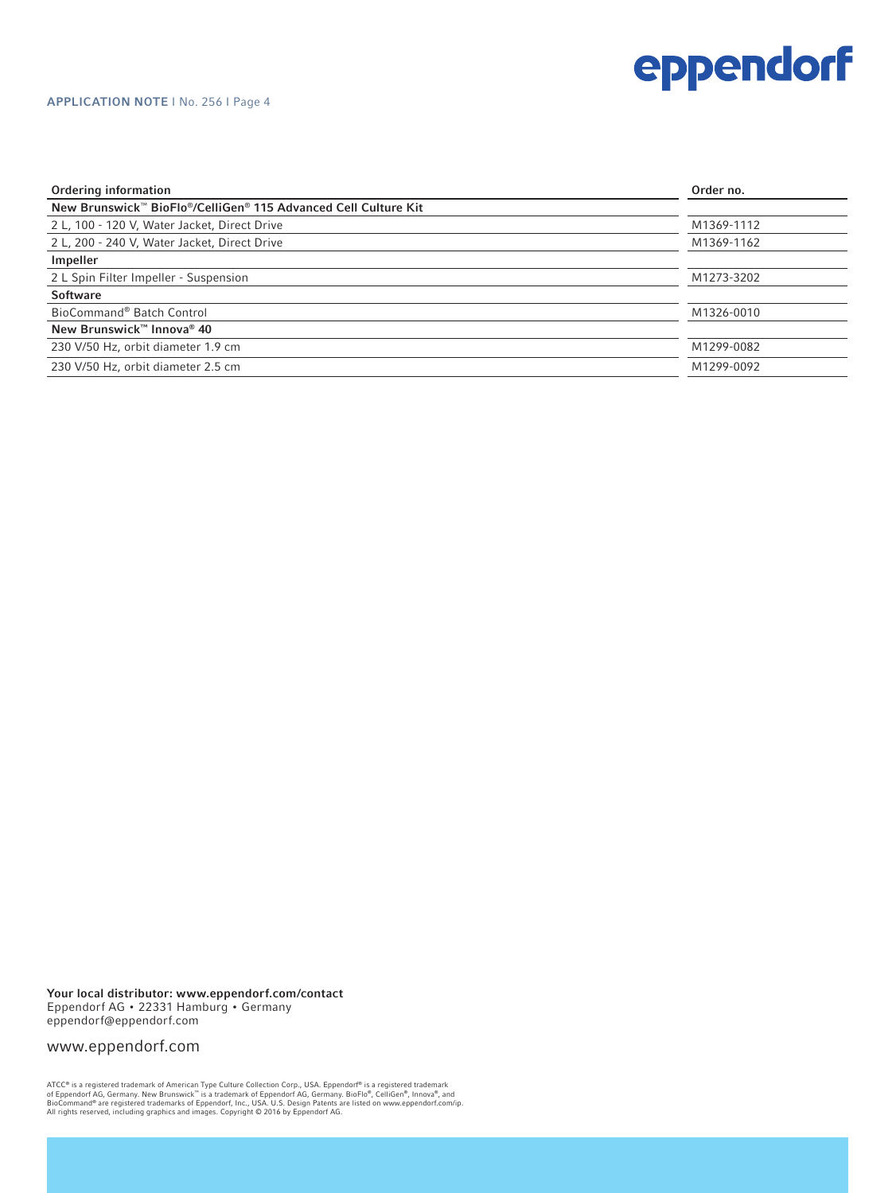| Ordering information | Order no. |
|---|---|
| **New Brunswick™ BioFlo®/CelliGen® 115 Advanced Cell Culture Kit** | |
| 2 L, 100 - 120 V, Water Jacket, Direct Drive | M1369-1112 |
| 2 L, 200 - 240 V, Water Jacket, Direct Drive | M1369-1162 |
| **Impeller** | |
| 2 L Spin Filter Impeller - Suspension | M1273-3202 |
| **Software** | |
| BioCommand® Batch Control | M1326-0010 |
| **New Brunswick™ Innova® 40** | |
| 230 V/50 Hz, orbit diameter 1.9 cm | M1299-0082 |
| 230 V/50 Hz, orbit diameter 2.5 cm | M1299-0092 |

**Your local distributor: www.eppendorf.com/contact**
Eppendorf AG • 22331 Hamburg • Germany
eppendorf@eppendorf.com

www.eppendorf.com

ATCC® is a registered trademark of American Type Culture Collection Corp., USA. Eppendorf® is a registered trademark of Eppendorf AG, Germany. New Brunswick™ is a trademark of Eppendorf AG, Germany. BioFlo®, CelliGen®, Innova®, and BioCommand® are registered trademarks of Eppendorf, Inc., USA. U.S. Design Patents are listed on www.eppendorf.com/ip. All rights reserved, including graphics and images. Copyright © 2016 by Eppendorf AG.